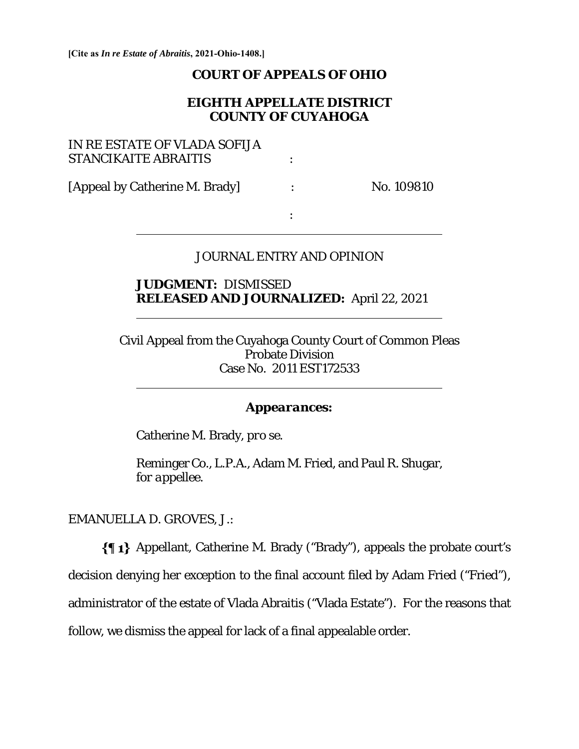**[Cite as *In re Estate of Abraitis*, 2021-Ohio-1408.]**

# COURT OF APPEALS OF OHIO

## EIGHTH APPELLATE DISTRICT
## COUNTY OF CUYAHOGA

IN RE ESTATE OF VLADA SOFIJA STANCIKAITE ABRAITIS :

[Appeal by Catherine M. Brady] : No. 109810

:

---

JOURNAL ENTRY AND OPINION

**JUDGMENT:** DISMISSED
**RELEASED AND JOURNALIZED:** April 22, 2021

---

Civil Appeal from the Cuyahoga County Court of Common Pleas
Probate Division
Case No. 2011 EST172533

---

***Appearances:***

Catherine M. Brady, *pro se.*

Reminger Co., L.P.A., Adam M. Fried, and Paul R. Shugar, *for appellee.*

EMANUELLA D. GROVES, J.:

**{¶ 1}** Appellant, Catherine M. Brady ("Brady"), appeals the probate court's decision denying her exception to the final account filed by Adam Fried ("Fried"), administrator of the estate of Vlada Abraitis ("Vlada Estate"). For the reasons that follow, we dismiss the appeal for lack of a final appealable order.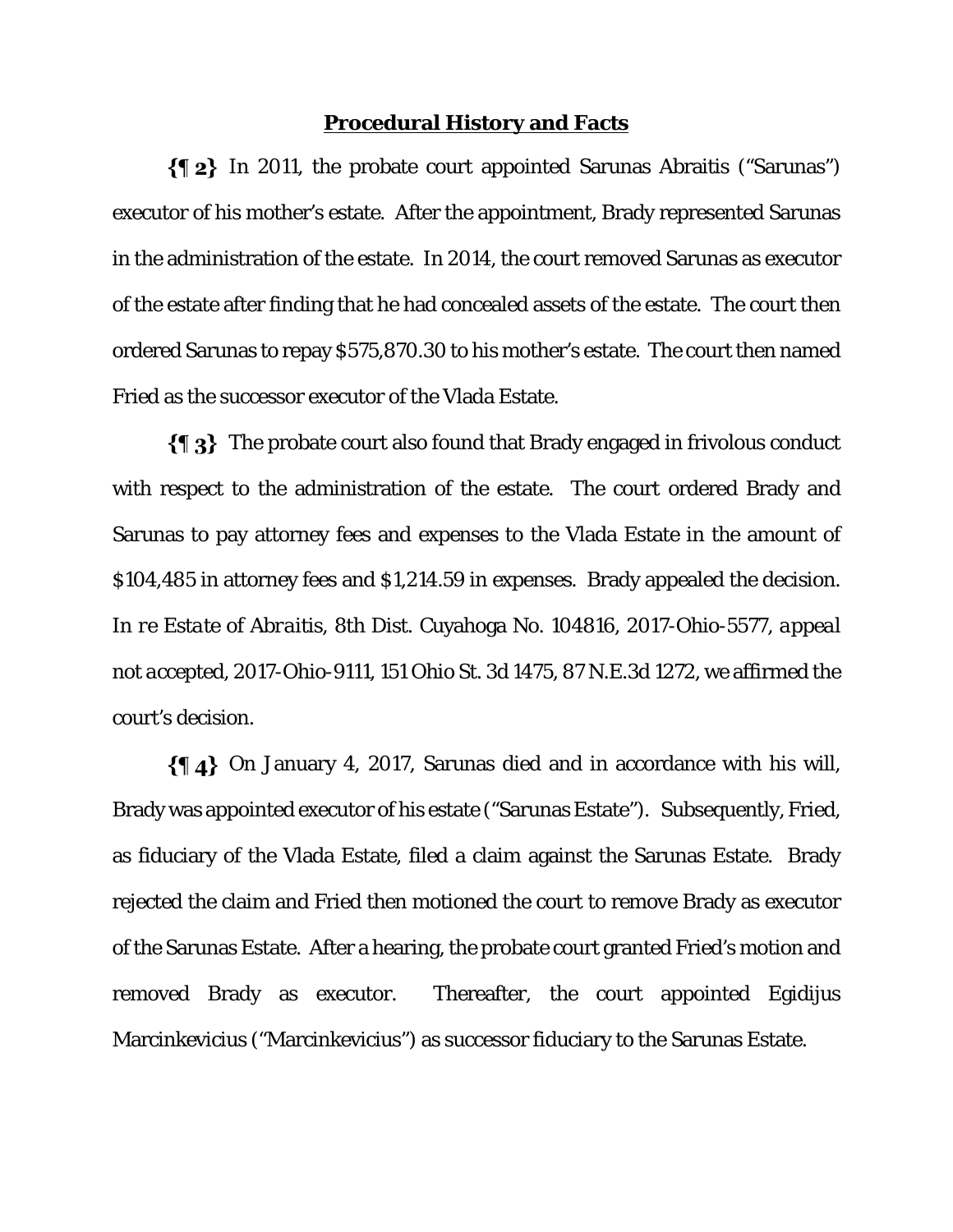## **Procedural History and Facts**

**{¶ 2}** In 2011, the probate court appointed Sarunas Abraitis ("Sarunas") executor of his mother's estate. After the appointment, Brady represented Sarunas in the administration of the estate. In 2014, the court removed Sarunas as executor of the estate after finding that he had concealed assets of the estate. The court then ordered Sarunas to repay $575,870.30 to his mother's estate. The court then named Fried as the successor executor of the Vlada Estate.

**{¶ 3}** The probate court also found that Brady engaged in frivolous conduct with respect to the administration of the estate. The court ordered Brady and Sarunas to pay attorney fees and expenses to the Vlada Estate in the amount of $104,485 in attorney fees and $1,214.59 in expenses. Brady appealed the decision. *In re Estate of Abraitis*, 8th Dist. Cuyahoga No. 104816, 2017-Ohio-5577, *appeal not accepted*, 2017-Ohio-9111, 151 Ohio St. 3d 1475, 87 N.E.3d 1272, we affirmed the court's decision.

**{¶ 4}** On January 4, 2017, Sarunas died and in accordance with his will, Brady was appointed executor of his estate ("Sarunas Estate"). Subsequently, Fried, as fiduciary of the Vlada Estate, filed a claim against the Sarunas Estate. Brady rejected the claim and Fried then motioned the court to remove Brady as executor of the Sarunas Estate. After a hearing, the probate court granted Fried's motion and removed Brady as executor. Thereafter, the court appointed Egidijus Marcinkevicius ("Marcinkevicius") as successor fiduciary to the Sarunas Estate.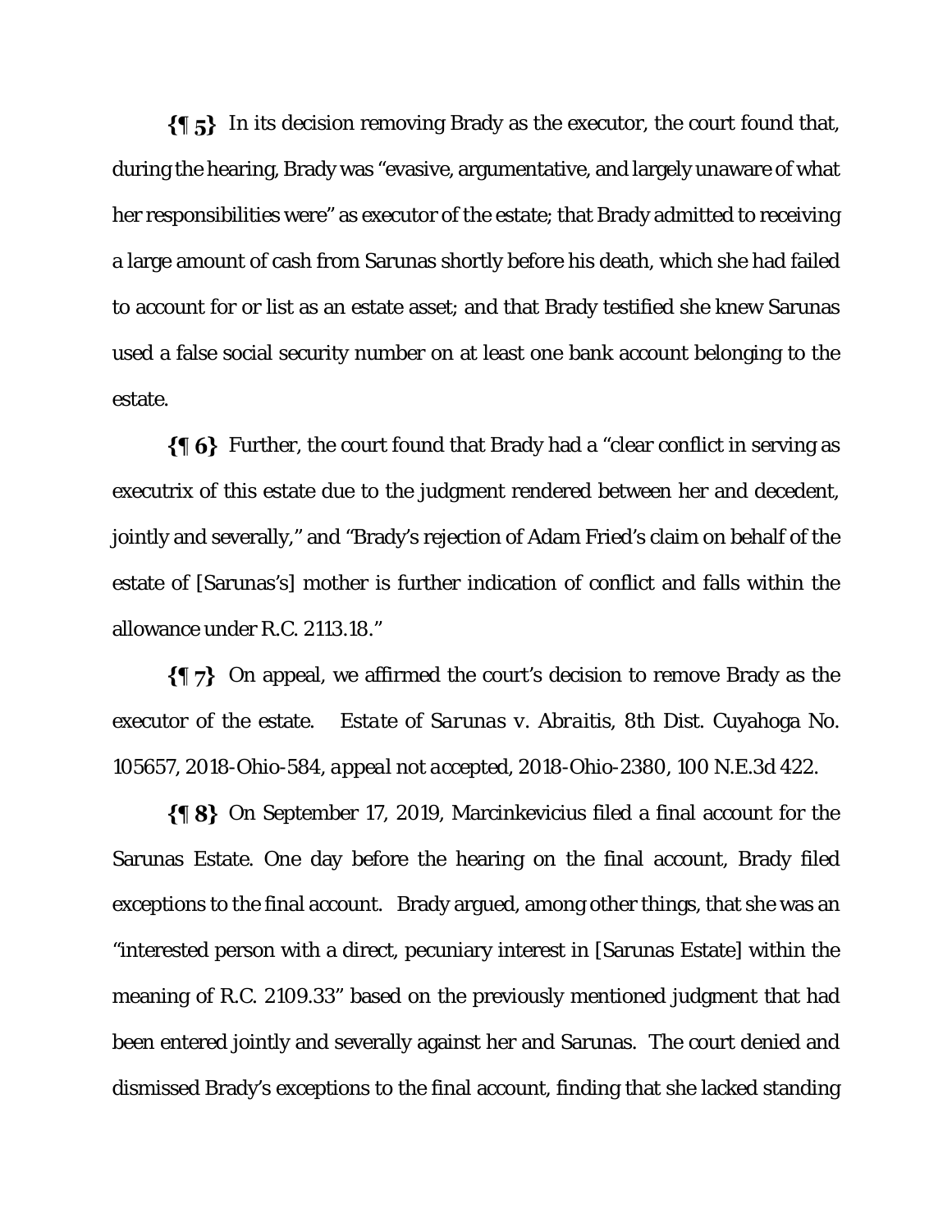**{¶ 5}** In its decision removing Brady as the executor, the court found that, during the hearing, Brady was "evasive, argumentative, and largely unaware of what her responsibilities were" as executor of the estate; that Brady admitted to receiving a large amount of cash from Sarunas shortly before his death, which she had failed to account for or list as an estate asset; and that Brady testified she knew Sarunas used a false social security number on at least one bank account belonging to the estate.

**{¶ 6}** Further, the court found that Brady had a "clear conflict in serving as executrix of this estate due to the judgment rendered between her and decedent, jointly and severally," and "Brady's rejection of Adam Fried's claim on behalf of the estate of [Sarunas's] mother is further indication of conflict and falls within the allowance under R.C. 2113.18."

**{¶ 7}** On appeal, we affirmed the court's decision to remove Brady as the executor of the estate. *Estate of Sarunas v. Abraitis*, 8th Dist. Cuyahoga No. 105657, 2018-Ohio-584, *appeal not accepted*, 2018-Ohio-2380, 100 N.E.3d 422.

**{¶ 8}** On September 17, 2019, Marcinkevicius filed a final account for the Sarunas Estate. One day before the hearing on the final account, Brady filed exceptions to the final account. Brady argued, among other things, that she was an "interested person with a direct, pecuniary interest in [Sarunas Estate] within the meaning of R.C. 2109.33" based on the previously mentioned judgment that had been entered jointly and severally against her and Sarunas. The court denied and dismissed Brady's exceptions to the final account, finding that she lacked standing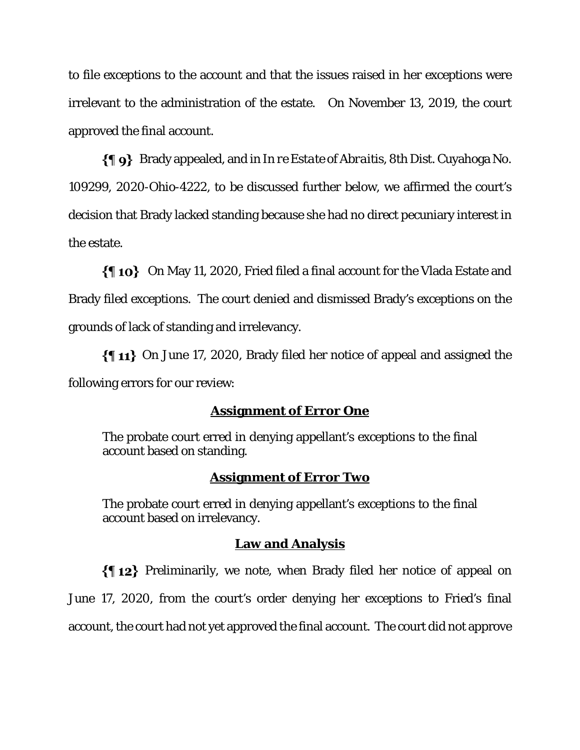to file exceptions to the account and that the issues raised in her exceptions were irrelevant to the administration of the estate. On November 13, 2019, the court approved the final account.

**{¶ 9}** Brady appealed, and in *In re Estate of Abraitis*, 8th Dist. Cuyahoga No. 109299, 2020-Ohio-4222, to be discussed further below, we affirmed the court's decision that Brady lacked standing because she had no direct pecuniary interest in the estate.

**{¶ 10}** On May 11, 2020, Fried filed a final account for the Vlada Estate and Brady filed exceptions. The court denied and dismissed Brady's exceptions on the grounds of lack of standing and irrelevancy.

**{¶ 11}** On June 17, 2020, Brady filed her notice of appeal and assigned the following errors for our review:

**Assignment of Error One**

> The probate court erred in denying appellant's exceptions to the final account based on standing.

**Assignment of Error Two**

> The probate court erred in denying appellant's exceptions to the final account based on irrelevancy.

**Law and Analysis**

**{¶ 12}** Preliminarily, we note, when Brady filed her notice of appeal on June 17, 2020, from the court's order denying her exceptions to Fried's final account, the court had not yet approved the final account. The court did not approve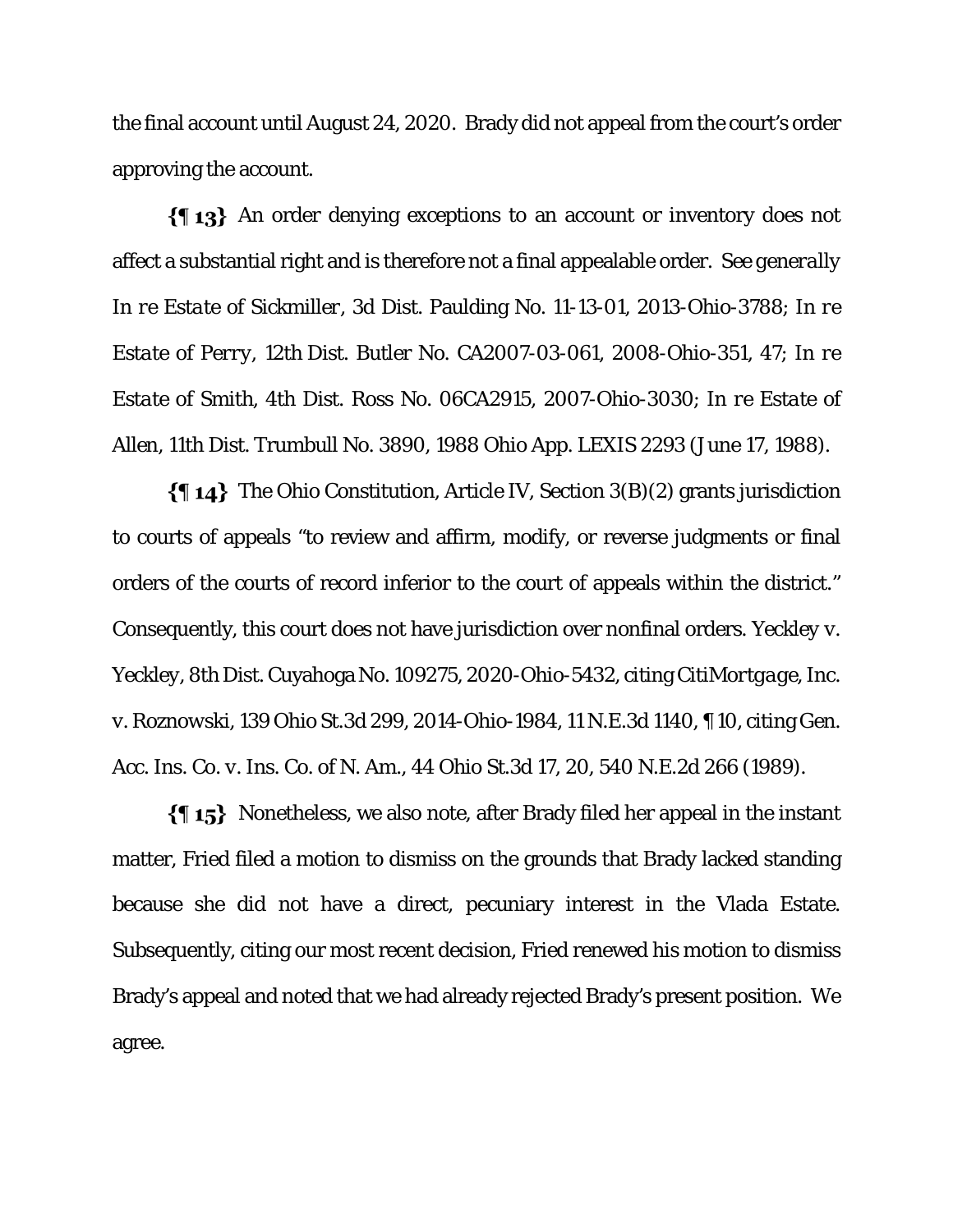the final account until August 24, 2020. Brady did not appeal from the court's order approving the account.

**{¶ 13}** An order denying exceptions to an account or inventory does not affect a substantial right and is therefore not a final appealable order. *See generally In re Estate of Sickmiller*, 3d Dist. Paulding No. 11-13-01, 2013-Ohio-3788; *In re Estate of Perry*, 12th Dist. Butler No. CA2007-03-061, 2008-Ohio-351, 47; *In re Estate of Smith*, 4th Dist. Ross No. 06CA2915, 2007-Ohio-3030; *In re Estate of Allen*, 11th Dist. Trumbull No. 3890, 1988 Ohio App. LEXIS 2293 (June 17, 1988).

**{¶ 14}** The Ohio Constitution, Article IV, Section 3(B)(2) grants jurisdiction to courts of appeals "to review and affirm, modify, or reverse judgments or final orders of the courts of record inferior to the court of appeals within the district." Consequently, this court does not have jurisdiction over nonfinal orders. *Yeckley v. Yeckley*, 8th Dist. Cuyahoga No. 109275, 2020-Ohio-5432, citing *CitiMortgage, Inc. v. Roznowski*, 139 Ohio St.3d 299, 2014-Ohio-1984, 11 N.E.3d 1140, ¶ 10, citing *Gen. Acc. Ins. Co. v. Ins. Co. of N. Am.*, 44 Ohio St.3d 17, 20, 540 N.E.2d 266 (1989).

**{¶ 15}** Nonetheless, we also note, after Brady filed her appeal in the instant matter, Fried filed a motion to dismiss on the grounds that Brady lacked standing because she did not have a direct, pecuniary interest in the Vlada Estate. Subsequently, citing our most recent decision, Fried renewed his motion to dismiss Brady's appeal and noted that we had already rejected Brady's present position. We agree.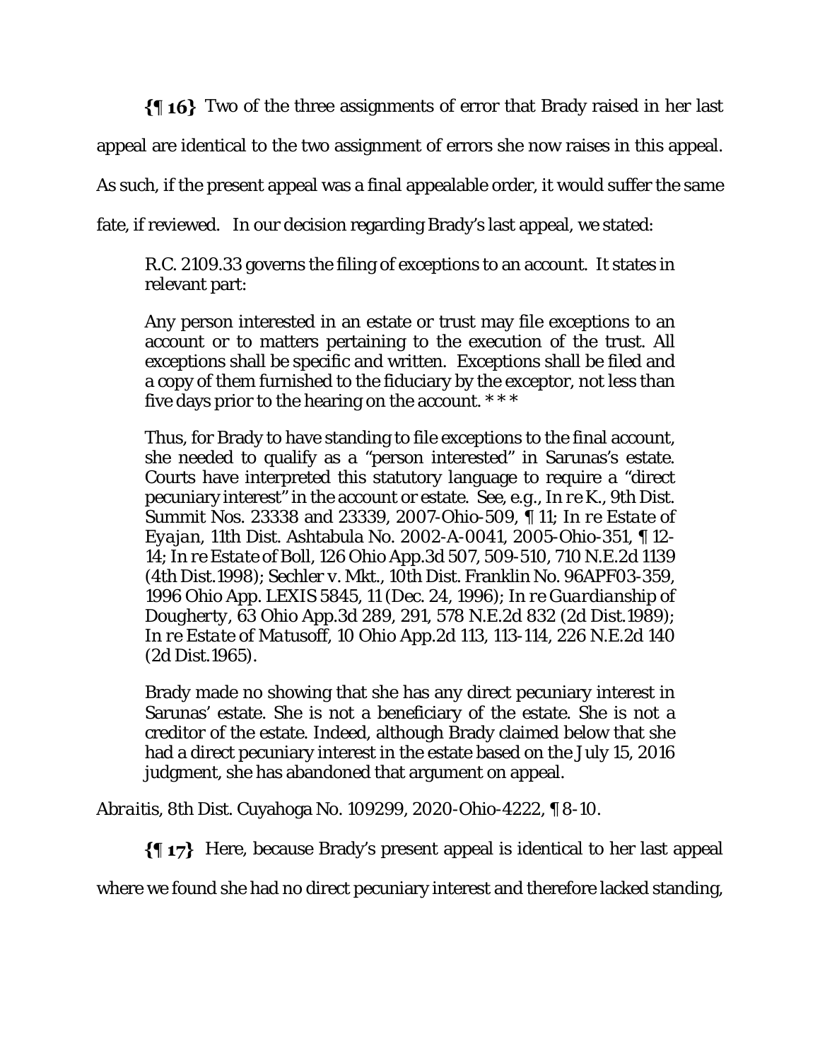**{¶ 16}** Two of the three assignments of error that Brady raised in her last appeal are identical to the two assignment of errors she now raises in this appeal. As such, if the present appeal was a final appealable order, it would suffer the same fate, if reviewed. In our decision regarding Brady's last appeal, we stated:

> R.C. 2109.33 governs the filing of exceptions to an account. It states in relevant part:
>
> Any person interested in an estate or trust may file exceptions to an account or to matters pertaining to the execution of the trust. All exceptions shall be specific and written. Exceptions shall be filed and a copy of them furnished to the fiduciary by the exceptor, not less than five days prior to the hearing on the account. * * *
>
> Thus, for Brady to have standing to file exceptions to the final account, she needed to qualify as a "person interested" in Sarunas's estate. Courts have interpreted this statutory language to require a "direct pecuniary interest" in the account or estate. See, e.g., *In re K.*, 9th Dist. Summit Nos. 23338 and 23339, 2007-Ohio-509, ¶ 11; *In re Estate of Eyajan*, 11th Dist. Ashtabula No. 2002-A-0041, 2005-Ohio-351, ¶ 12-14; *In re Estate of Boll*, 126 Ohio App.3d 507, 509-510, 710 N.E.2d 1139 (4th Dist.1998); Sechler v. Mkt., 10th Dist. Franklin No. 96APF03-359, 1996 Ohio App. LEXIS 5845, 11 (Dec. 24, 1996); *In re Guardianship of Dougherty*, 63 Ohio App.3d 289, 291, 578 N.E.2d 832 (2d Dist.1989); *In re Estate of Matusoff*, 10 Ohio App.2d 113, 113-114, 226 N.E.2d 140 (2d Dist.1965).
>
> Brady made no showing that she has any direct pecuniary interest in Sarunas' estate. She is not a beneficiary of the estate. She is not a creditor of the estate. Indeed, although Brady claimed below that she had a direct pecuniary interest in the estate based on the July 15, 2016 judgment, she has abandoned that argument on appeal.

*Abraitis*, 8th Dist. Cuyahoga No. 109299, 2020-Ohio-4222, ¶ 8-10.

**{¶ 17}** Here, because Brady's present appeal is identical to her last appeal where we found she had no direct pecuniary interest and therefore lacked standing,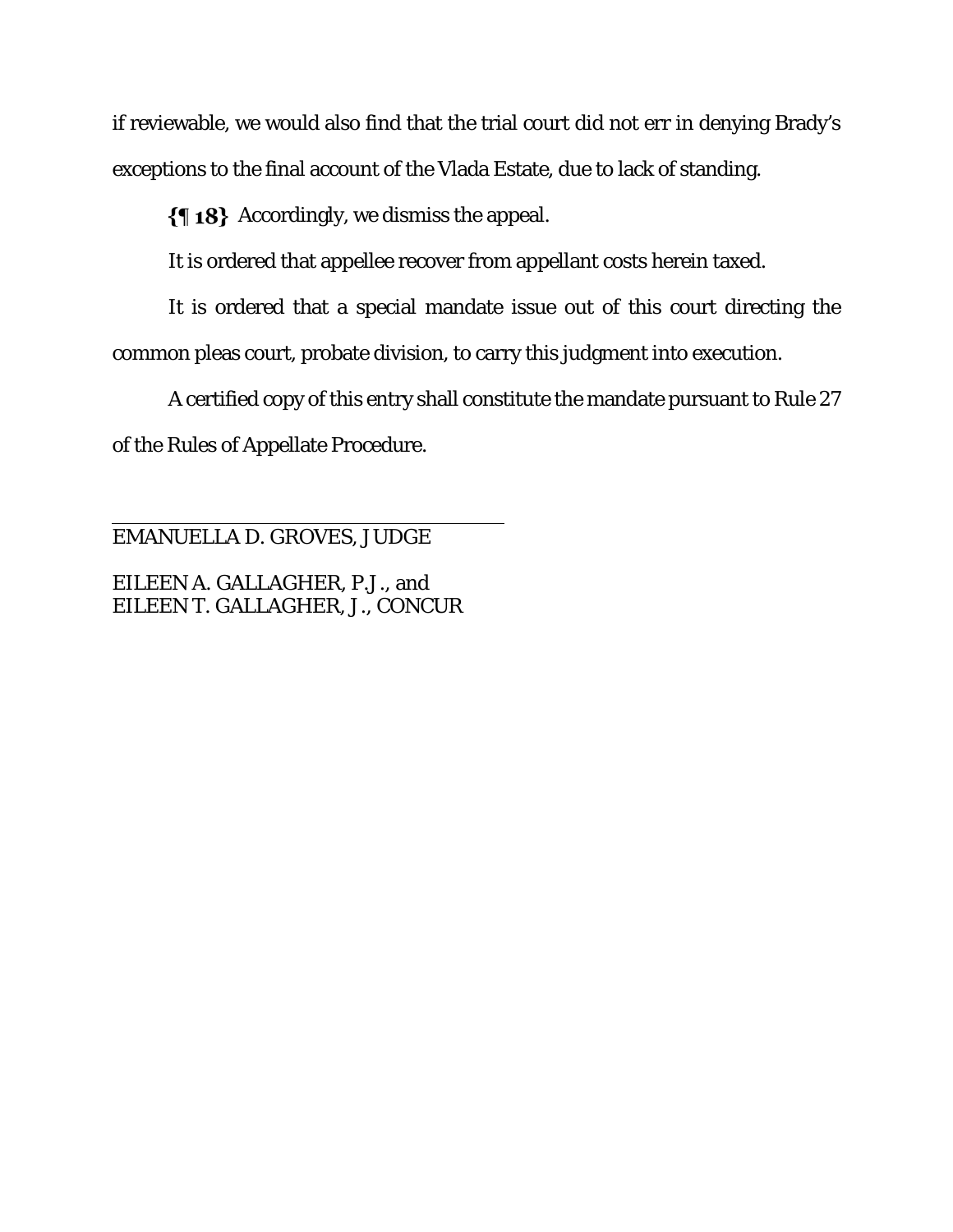if reviewable, we would also find that the trial court did not err in denying Brady's exceptions to the final account of the Vlada Estate, due to lack of standing.

**{¶ 18}** Accordingly, we dismiss the appeal.

It is ordered that appellee recover from appellant costs herein taxed.

It is ordered that a special mandate issue out of this court directing the common pleas court, probate division, to carry this judgment into execution.

A certified copy of this entry shall constitute the mandate pursuant to Rule 27 of the Rules of Appellate Procedure.

\_\_\_\_\_\_\_\_\_\_\_\_\_\_\_\_\_\_\_\_\_\_\_\_\_\_\_\_\_\_\_\_\_\_\_\_

EMANUELLA D. GROVES, JUDGE

EILEEN A. GALLAGHER, P.J., and
EILEEN T. GALLAGHER, J., CONCUR